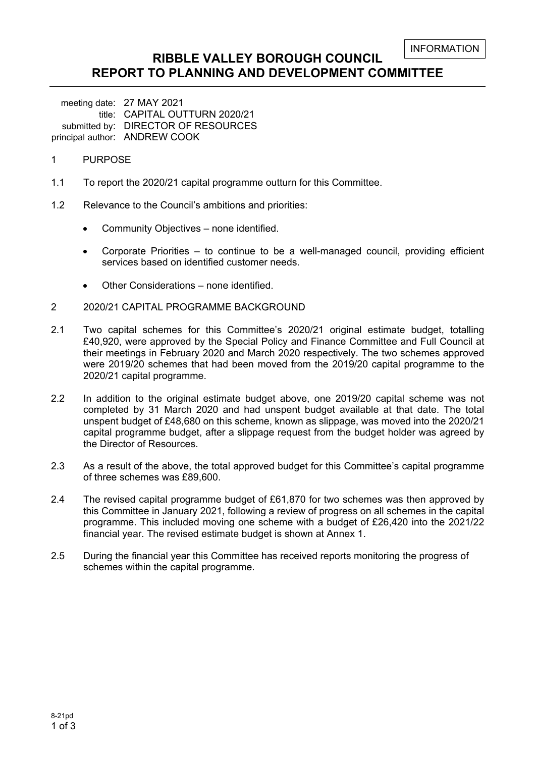INFORMATION

# RIBBLE VALLEY BOROUGH COUNCIL
# REPORT TO PLANNING AND DEVELOPMENT COMMITTEE

meeting date: 27 MAY 2021
title: CAPITAL OUTTURN 2020/21
submitted by: DIRECTOR OF RESOURCES
principal author: ANDREW COOK

## 1 PURPOSE

1.1 To report the 2020/21 capital programme outturn for this Committee.

1.2 Relevance to the Council's ambitions and priorities:

- Community Objectives – none identified.
- Corporate Priorities – to continue to be a well-managed council, providing efficient services based on identified customer needs.
- Other Considerations – none identified.

## 2 2020/21 CAPITAL PROGRAMME BACKGROUND

2.1 Two capital schemes for this Committee's 2020/21 original estimate budget, totalling £40,920, were approved by the Special Policy and Finance Committee and Full Council at their meetings in February 2020 and March 2020 respectively. The two schemes approved were 2019/20 schemes that had been moved from the 2019/20 capital programme to the 2020/21 capital programme.

2.2 In addition to the original estimate budget above, one 2019/20 capital scheme was not completed by 31 March 2020 and had unspent budget available at that date. The total unspent budget of £48,680 on this scheme, known as slippage, was moved into the 2020/21 capital programme budget, after a slippage request from the budget holder was agreed by the Director of Resources.

2.3 As a result of the above, the total approved budget for this Committee's capital programme of three schemes was £89,600.

2.4 The revised capital programme budget of £61,870 for two schemes was then approved by this Committee in January 2021, following a review of progress on all schemes in the capital programme. This included moving one scheme with a budget of £26,420 into the 2021/22 financial year. The revised estimate budget is shown at Annex 1.

2.5 During the financial year this Committee has received reports monitoring the progress of schemes within the capital programme.

8-21pd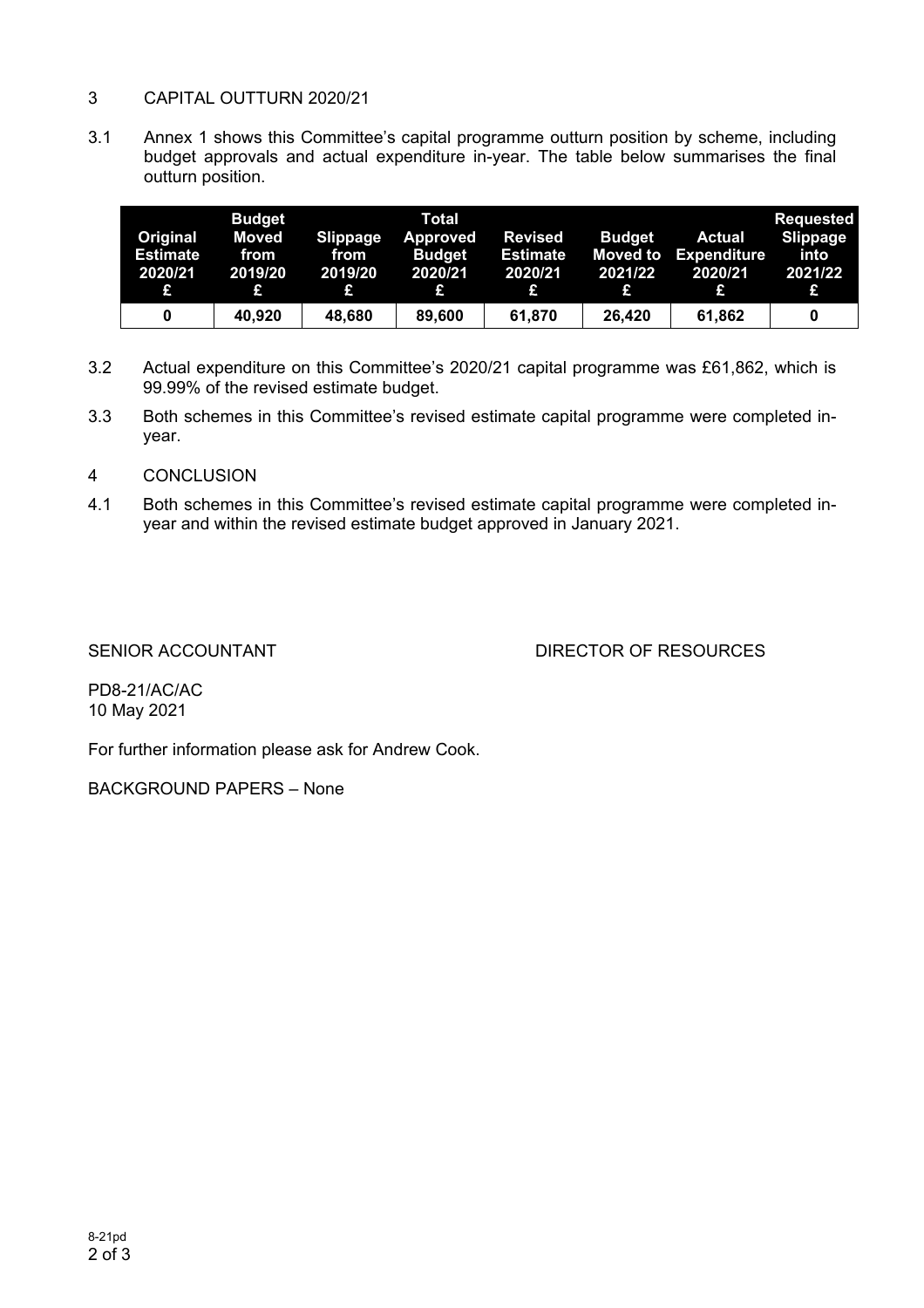## 3 CAPITAL OUTTURN 2020/21

3.1 Annex 1 shows this Committee's capital programme outturn position by scheme, including budget approvals and actual expenditure in-year. The table below summarises the final outturn position.

| Original Estimate 2020/21 £ | Budget Moved from 2019/20 £ | Slippage from 2019/20 £ | Total Approved Budget 2020/21 £ | Revised Estimate 2020/21 £ | Budget Moved to 2021/22 £ | Actual Expenditure 2020/21 £ | Requested Slippage into 2021/22 £ |
|---|---|---|---|---|---|---|---|
| 0 | 40,920 | 48,680 | 89,600 | 61,870 | 26,420 | 61,862 | 0 |

3.2 Actual expenditure on this Committee's 2020/21 capital programme was £61,862, which is 99.99% of the revised estimate budget.

3.3 Both schemes in this Committee's revised estimate capital programme were completed in-year.

## 4 CONCLUSION

4.1 Both schemes in this Committee's revised estimate capital programme were completed in-year and within the revised estimate budget approved in January 2021.

SENIOR ACCOUNTANT DIRECTOR OF RESOURCES

PD8-21/AC/AC
10 May 2021

For further information please ask for Andrew Cook.

BACKGROUND PAPERS – None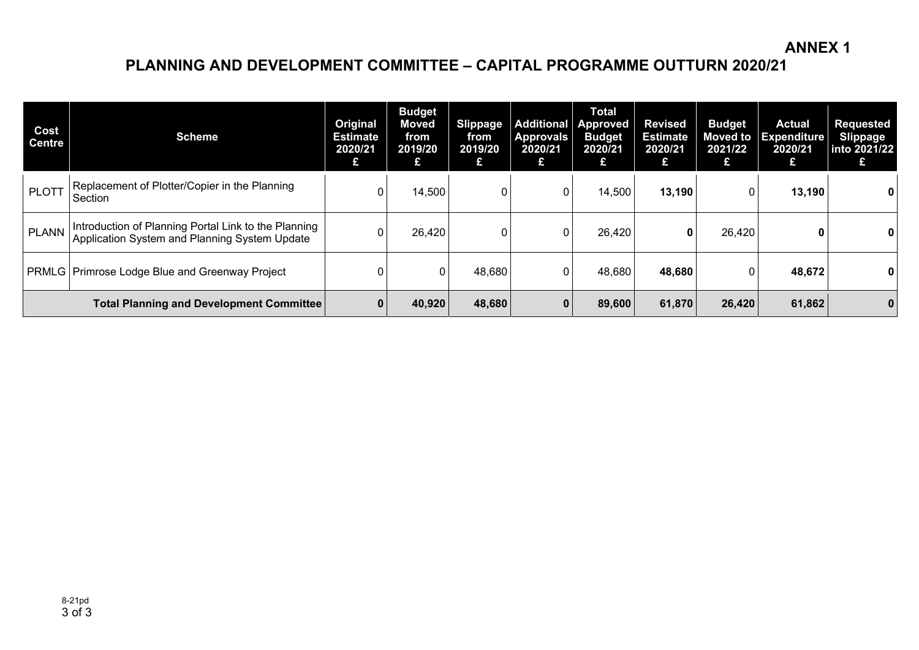**ANNEX 1**

# PLANNING AND DEVELOPMENT COMMITTEE – CAPITAL PROGRAMME OUTTURN 2020/21

| Cost Centre | Scheme | Original Estimate 2020/21 £ | Budget Moved from 2019/20 £ | Slippage from 2019/20 £ | Additional Approvals 2020/21 £ | Total Approved Budget 2020/21 £ | Revised Estimate 2020/21 £ | Budget Moved to 2021/22 £ | Actual Expenditure 2020/21 £ | Requested Slippage into 2021/22 £ |
|---|---|---|---|---|---|---|---|---|---|---|
| PLOTT | Replacement of Plotter/Copier in the Planning Section | 0 | 14,500 | 0 | 0 | 14,500 | **13,190** | 0 | **13,190** | **0** |
| PLANN | Introduction of Planning Portal Link to the Planning Application System and Planning System Update | 0 | 26,420 | 0 | 0 | 26,420 | **0** | 26,420 | **0** | **0** |
| PRMLG | Primrose Lodge Blue and Greenway Project | 0 | 0 | 48,680 | 0 | 48,680 | **48,680** | 0 | **48,672** | **0** |
| | **Total Planning and Development Committee** | **0** | **40,920** | **48,680** | **0** | **89,600** | **61,870** | **26,420** | **61,862** | **0** |

8-21pd